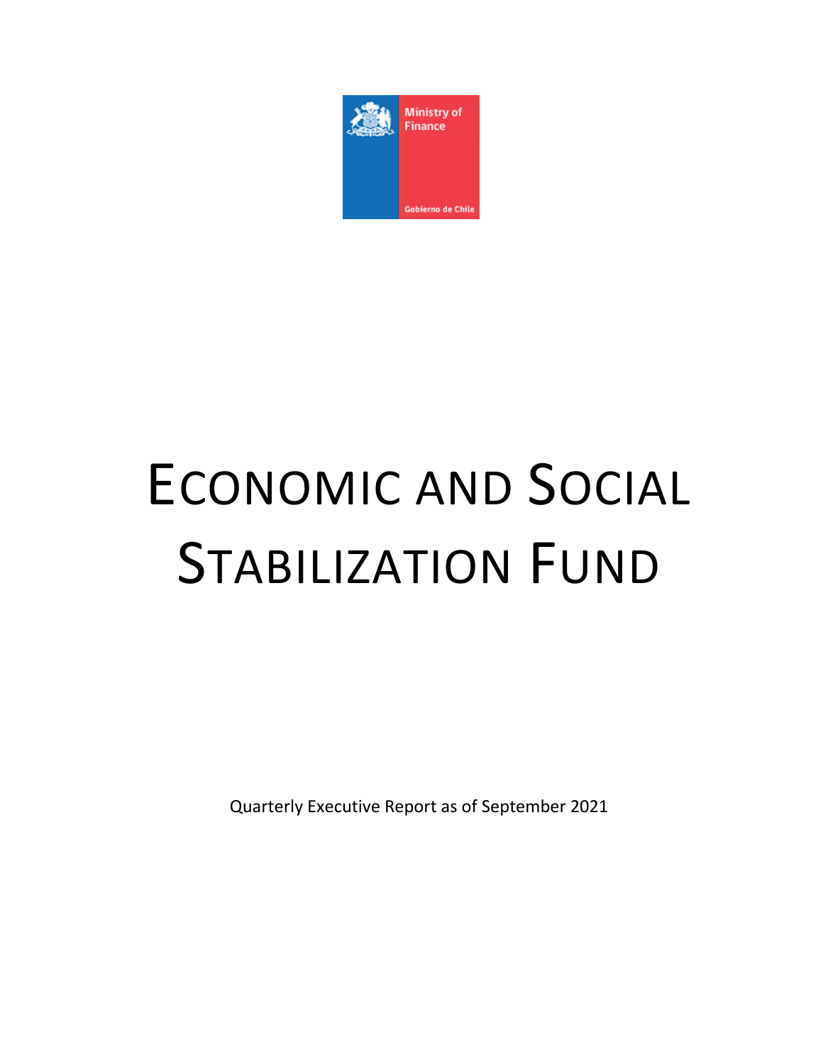Ministry of Finance

Gobierno de Chile

# Economic and Social Stabilization Fund

Quarterly Executive Report as of September 2021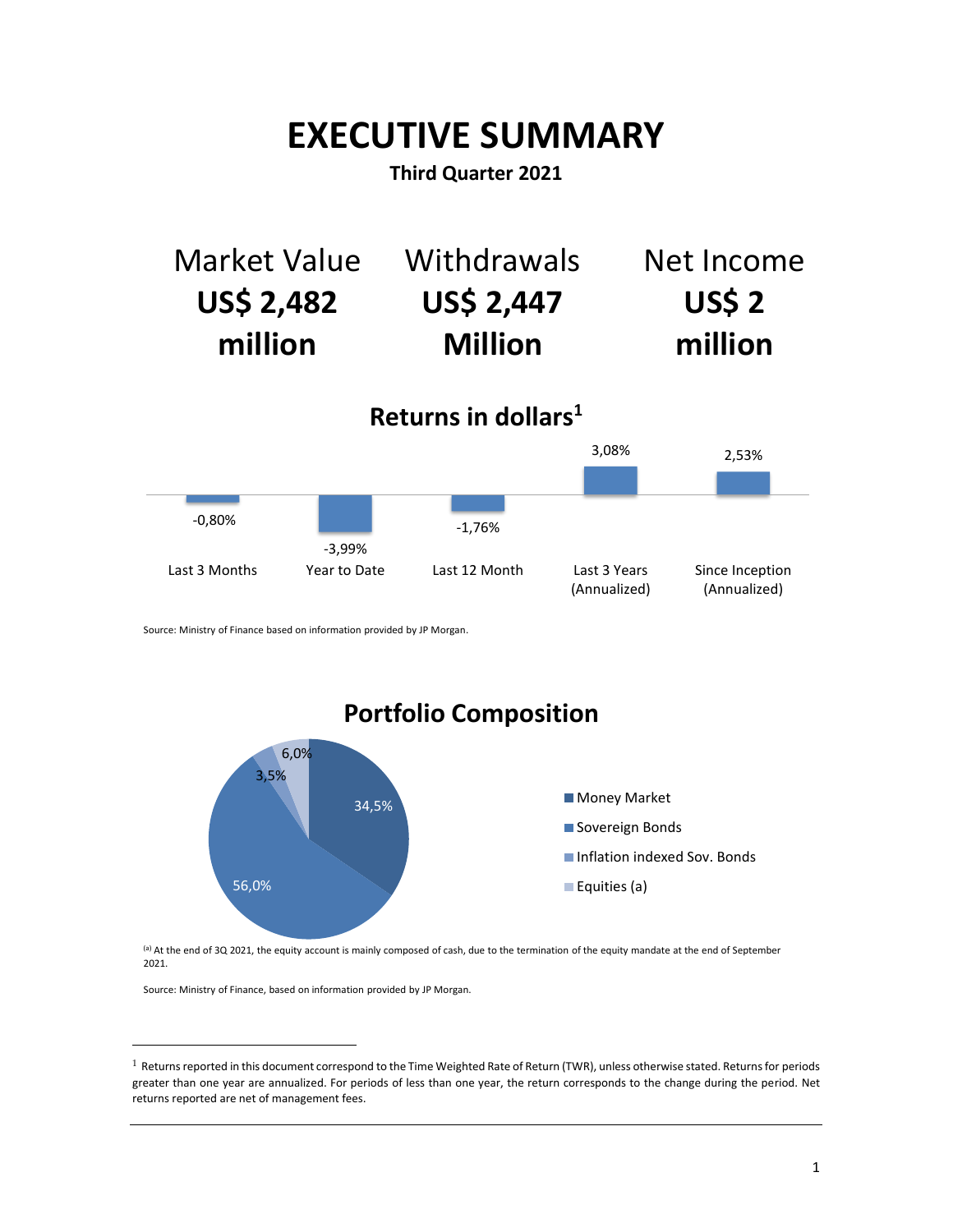# EXECUTIVE SUMMARY

**Third Quarter 2021**

| Market Value | Withdrawals | Net Income |
|---|---|---|
| **US$ 2,482 million** | **US$ 2,447 Million** | **US$ 2 million** |

## Returns in dollars[1]

| Last 3 Months | Year to Date | Last 12 Month | Last 3 Years (Annualized) | Since Inception (Annualized) |
|---|---|---|---|---|
| -0,80% | -3,99% | -1,76% | 3,08% | 2,53% |

Source: Ministry of Finance based on information provided by JP Morgan.

## Portfolio Composition

| Asset Class | Share |
|---|---|
| Money Market | 34,5% |
| Sovereign Bonds | 56,0% |
| Inflation indexed Sov. Bonds | 3,5% |
| Equities (a) | 6,0% |

(a) At the end of 3Q 2021, the equity account is mainly composed of cash, due to the termination of the equity mandate at the end of September 2021.

Source: Ministry of Finance, based on information provided by JP Morgan.

---

[1] Returns reported in this document correspond to the Time Weighted Rate of Return (TWR), unless otherwise stated. Returns for periods greater than one year are annualized. For periods of less than one year, the return corresponds to the change during the period. Net returns reported are net of management fees.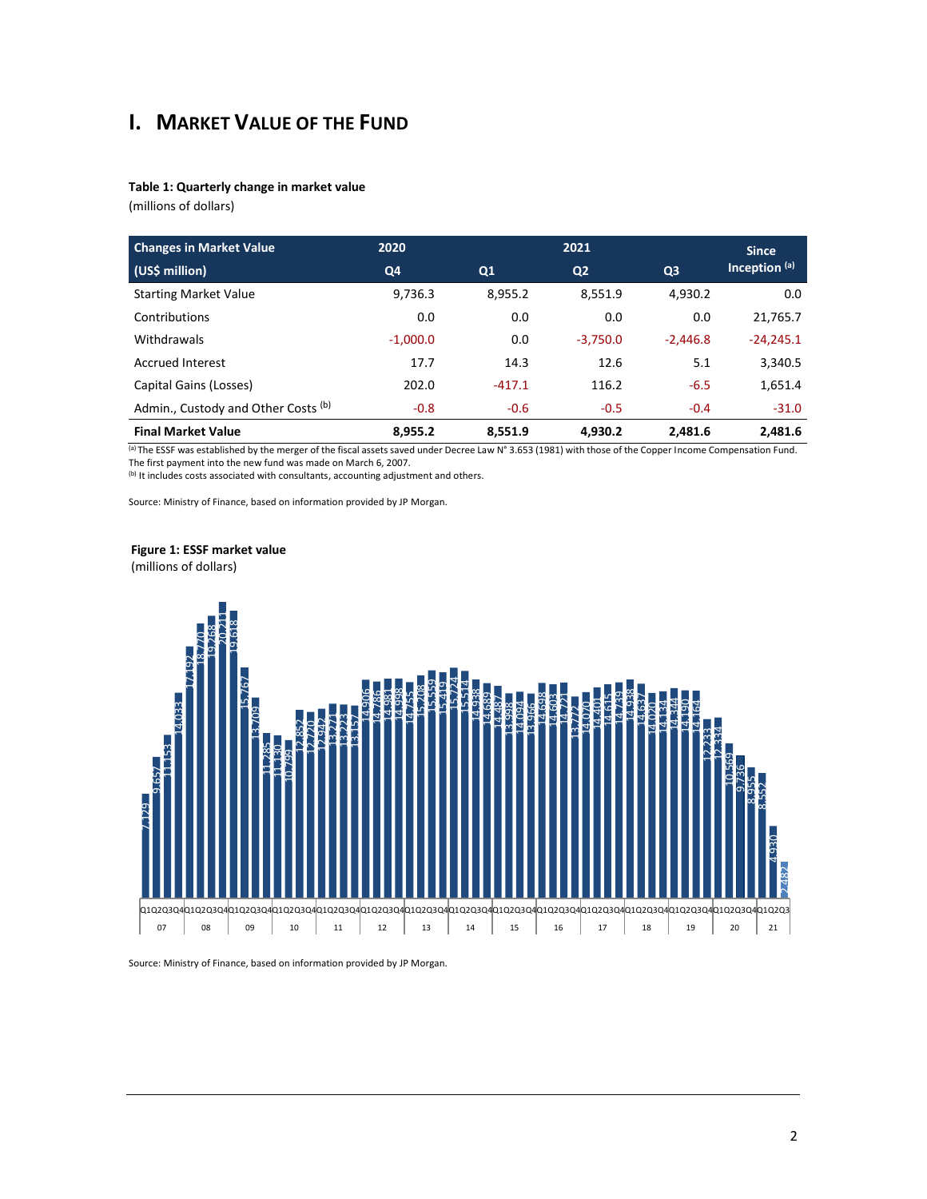# I. Market Value of the Fund

**Table 1: Quarterly change in market value**

(millions of dollars)

| Changes in Market Value | 2020 | 2021 | | | Since Inception [(a)] |
|---|---|---|---|---|---|
| (US$ million) | Q4 | Q1 | Q2 | Q3 | |
| Starting Market Value | 9,736.3 | 8,955.2 | 8,551.9 | 4,930.2 | 0.0 |
| Contributions | 0.0 | 0.0 | 0.0 | 0.0 | 21,765.7 |
| Withdrawals | -1,000.0 | 0.0 | -3,750.0 | -2,446.8 | -24,245.1 |
| Accrued Interest | 17.7 | 14.3 | 12.6 | 5.1 | 3,340.5 |
| Capital Gains (Losses) | 202.0 | -417.1 | 116.2 | -6.5 | 1,651.4 |
| Admin., Custody and Other Costs [(b)] | -0.8 | -0.6 | -0.5 | -0.4 | -31.0 |
| **Final Market Value** | **8,955.2** | **8,551.9** | **4,930.2** | **2,481.6** | **2,481.6** |

[(a)] The ESSF was established by the merger of the fiscal assets saved under Decree Law N° 3.653 (1981) with those of the Copper Income Compensation Fund. The first payment into the new fund was made on March 6, 2007.
[(b)] It includes costs associated with consultants, accounting adjustment and others.

Source: Ministry of Finance, based on information provided by JP Morgan.

**Figure 1: ESSF market value**

(millions of dollars)

Source: Ministry of Finance, based on information provided by JP Morgan.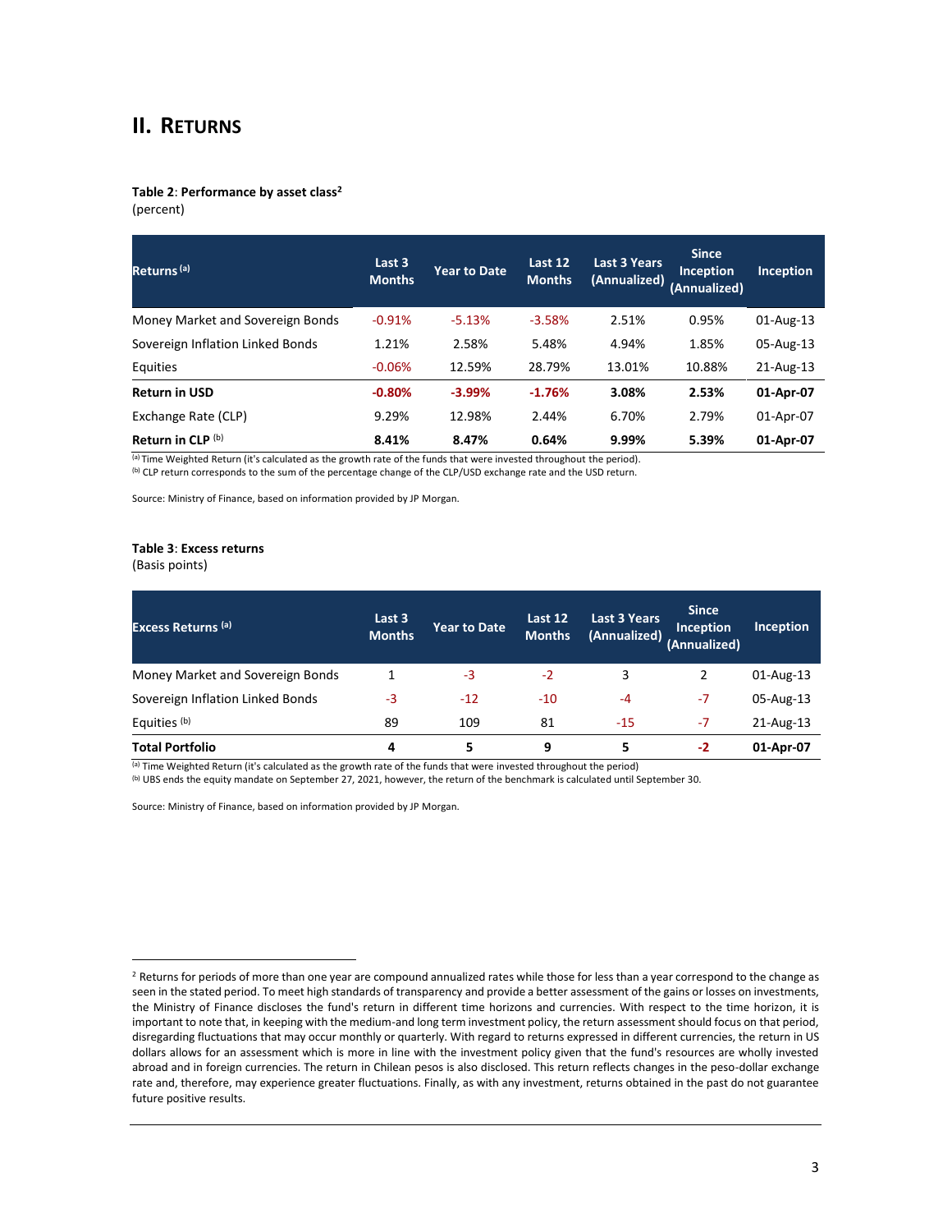## II. Returns

**Table 2**: **Performance by asset class**[2]
(percent)

| Returns [a] | Last 3 Months | Year to Date | Last 12 Months | Last 3 Years (Annualized) | Since Inception (Annualized) | Inception |
|---|---|---|---|---|---|---|
| Money Market and Sovereign Bonds | -0.91% | -5.13% | -3.58% | 2.51% | 0.95% | 01-Aug-13 |
| Sovereign Inflation Linked Bonds | 1.21% | 2.58% | 5.48% | 4.94% | 1.85% | 05-Aug-13 |
| Equities | -0.06% | 12.59% | 28.79% | 13.01% | 10.88% | 21-Aug-13 |
| **Return in USD** | **-0.80%** | **-3.99%** | **-1.76%** | **3.08%** | **2.53%** | **01-Apr-07** |
| Exchange Rate (CLP) | 9.29% | 12.98% | 2.44% | 6.70% | 2.79% | 01-Apr-07 |
| **Return in CLP** [b] | **8.41%** | **8.47%** | **0.64%** | **9.99%** | **5.39%** | **01-Apr-07** |

[a] Time Weighted Return (it's calculated as the growth rate of the funds that were invested throughout the period).
[b] CLP return corresponds to the sum of the percentage change of the CLP/USD exchange rate and the USD return.

Source: Ministry of Finance, based on information provided by JP Morgan.

**Table 3**: **Excess returns**
(Basis points)

| Excess Returns [a] | Last 3 Months | Year to Date | Last 12 Months | Last 3 Years (Annualized) | Since Inception (Annualized) | Inception |
|---|---|---|---|---|---|---|
| Money Market and Sovereign Bonds | 1 | -3 | -2 | 3 | 2 | 01-Aug-13 |
| Sovereign Inflation Linked Bonds | -3 | -12 | -10 | -4 | -7 | 05-Aug-13 |
| Equities [b] | 89 | 109 | 81 | -15 | -7 | 21-Aug-13 |
| **Total Portfolio** | **4** | **5** | **9** | **5** | **-2** | **01-Apr-07** |

[a] Time Weighted Return (it's calculated as the growth rate of the funds that were invested throughout the period)
[b] UBS ends the equity mandate on September 27, 2021, however, the return of the benchmark is calculated until September 30.

Source: Ministry of Finance, based on information provided by JP Morgan.

[2] Returns for periods of more than one year are compound annualized rates while those for less than a year correspond to the change as seen in the stated period. To meet high standards of transparency and provide a better assessment of the gains or losses on investments, the Ministry of Finance discloses the fund's return in different time horizons and currencies. With respect to the time horizon, it is important to note that, in keeping with the medium-and long term investment policy, the return assessment should focus on that period, disregarding fluctuations that may occur monthly or quarterly. With regard to returns expressed in different currencies, the return in US dollars allows for an assessment which is more in line with the investment policy given that the fund's resources are wholly invested abroad and in foreign currencies. The return in Chilean pesos is also disclosed. This return reflects changes in the peso-dollar exchange rate and, therefore, may experience greater fluctuations. Finally, as with any investment, returns obtained in the past do not guarantee future positive results.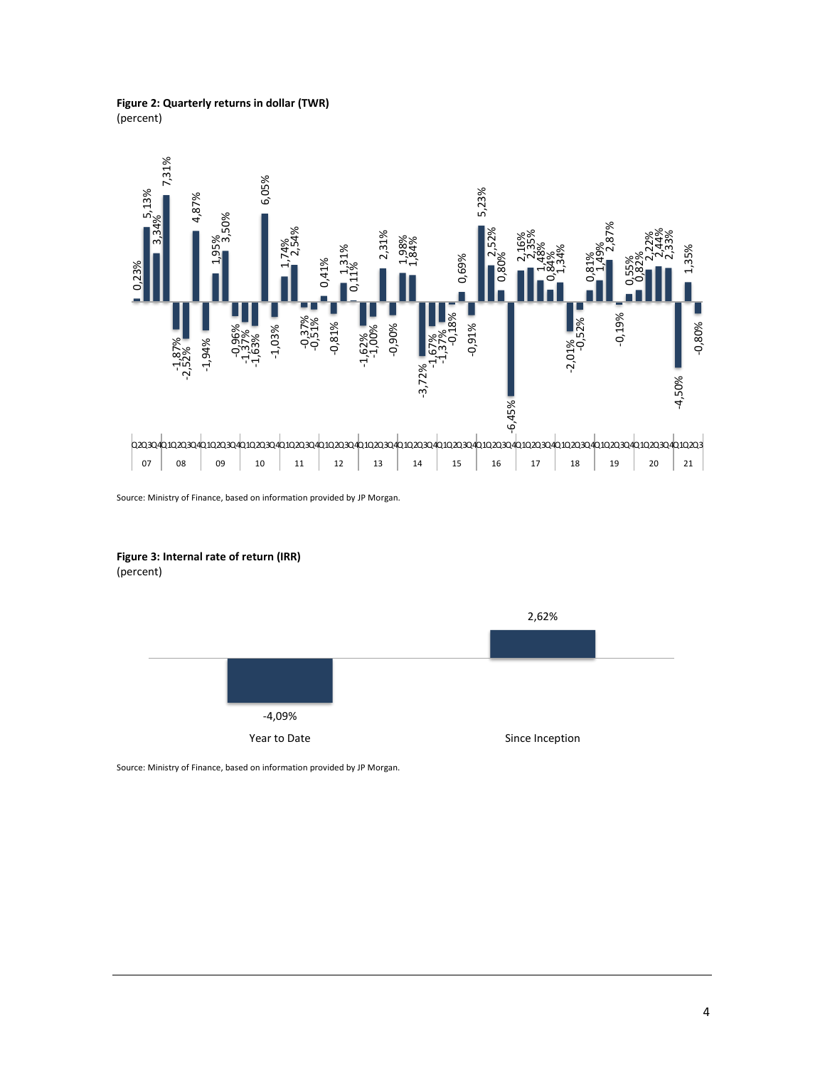**Figure 2: Quarterly returns in dollar (TWR)**
(percent)

Source: Ministry of Finance, based on information provided by JP Morgan.

**Figure 3: Internal rate of return (IRR)**
(percent)

Source: Ministry of Finance, based on information provided by JP Morgan.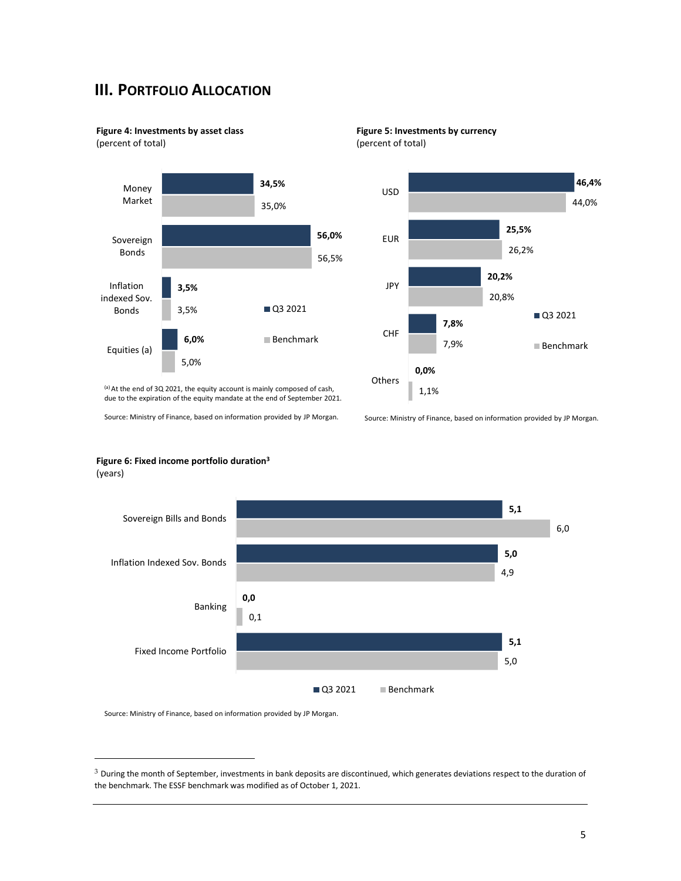## III. PORTFOLIO ALLOCATION

**Figure 4: Investments by asset class**
(percent of total)

| | Q3 2021 | Benchmark |
|---|---|---|
| Money Market | 34,5% | 35,0% |
| Sovereign Bonds | 56,0% | 56,5% |
| Inflation indexed Sov. Bonds | 3,5% | 3,5% |
| Equities (a) | 6,0% | 5,0% |

[a] At the end of 3Q 2021, the equity account is mainly composed of cash, due to the expiration of the equity mandate at the end of September 2021.

Source: Ministry of Finance, based on information provided by JP Morgan.

**Figure 5: Investments by currency**
(percent of total)

| | Q3 2021 | Benchmark |
|---|---|---|
| USD | 46,4% | 44,0% |
| EUR | 25,5% | 26,2% |
| JPY | 20,2% | 20,8% |
| CHF | 7,8% | 7,9% |
| Others | 0,0% | 1,1% |

Source: Ministry of Finance, based on information provided by JP Morgan.

**Figure 6: Fixed income portfolio duration[3]**
(years)

| | Q3 2021 | Benchmark |
|---|---|---|
| Sovereign Bills and Bonds | 5,1 | 6,0 |
| Inflation Indexed Sov. Bonds | 5,0 | 4,9 |
| Banking | 0,0 | 0,1 |
| Fixed Income Portfolio | 5,1 | 5,0 |

Source: Ministry of Finance, based on information provided by JP Morgan.

---

[3] During the month of September, investments in bank deposits are discontinued, which generates deviations respect to the duration of the benchmark. The ESSF benchmark was modified as of October 1, 2021.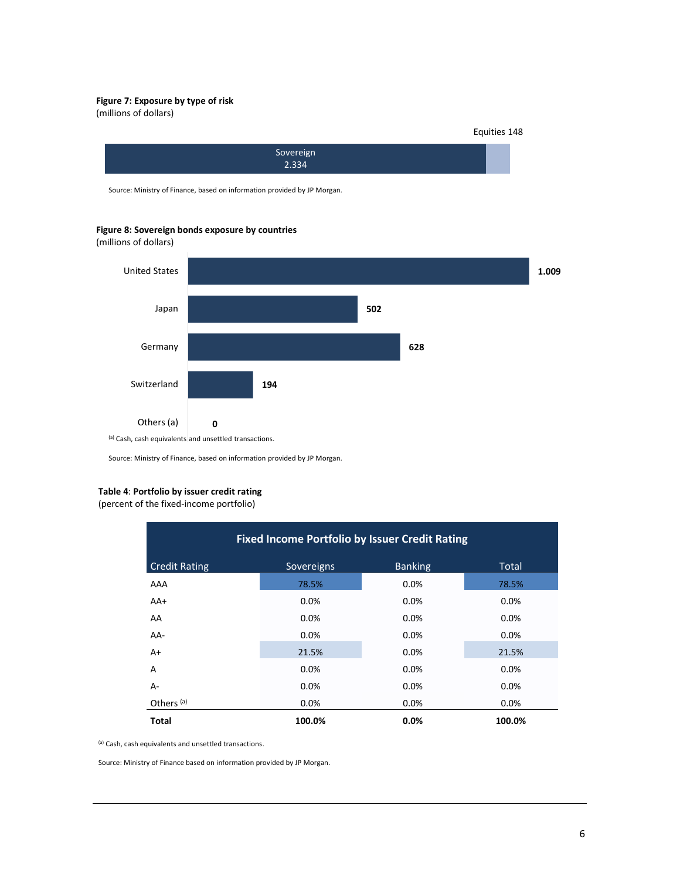**Figure 7: Exposure by type of risk**
(millions of dollars)

Equities 148

Sovereign
2.334

Source: Ministry of Finance, based on information provided by JP Morgan.

**Figure 8: Sovereign bonds exposure by countries**
(millions of dollars)

| Country | Value |
|---|---|
| United States | 1.009 |
| Japan | 502 |
| Germany | 628 |
| Switzerland | 194 |
| Others (a) | 0 |

[a] Cash, cash equivalents and unsettled transactions.

Source: Ministry of Finance, based on information provided by JP Morgan.

**Table 4**: **Portfolio by issuer credit rating**
(percent of the fixed-income portfolio)

| Fixed Income Portfolio by Issuer Credit Rating | | | |
|---|---|---|---|
| Credit Rating | Sovereigns | Banking | Total |
| AAA | 78.5% | 0.0% | 78.5% |
| AA+ | 0.0% | 0.0% | 0.0% |
| AA | 0.0% | 0.0% | 0.0% |
| AA- | 0.0% | 0.0% | 0.0% |
| A+ | 21.5% | 0.0% | 21.5% |
| A | 0.0% | 0.0% | 0.0% |
| A- | 0.0% | 0.0% | 0.0% |
| Others [a] | 0.0% | 0.0% | 0.0% |
| **Total** | **100.0%** | **0.0%** | **100.0%** |

[a] Cash, cash equivalents and unsettled transactions.

Source: Ministry of Finance based on information provided by JP Morgan.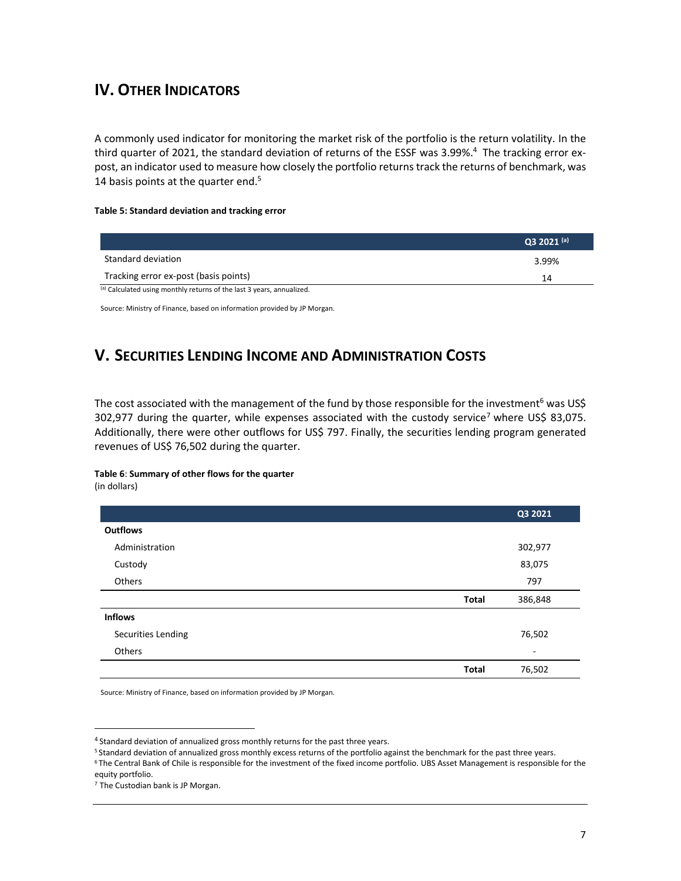## IV. OTHER INDICATORS

A commonly used indicator for monitoring the market risk of the portfolio is the return volatility. In the third quarter of 2021, the standard deviation of returns of the ESSF was 3.99%.[4] The tracking error ex-post, an indicator used to measure how closely the portfolio returns track the returns of benchmark, was 14 basis points at the quarter end.[5]

**Table 5: Standard deviation and tracking error**

| | Q3 2021 [(a)] |
|---|---|
| Standard deviation | 3.99% |
| Tracking error ex-post (basis points) | 14 |

[(a)] Calculated using monthly returns of the last 3 years, annualized.

Source: Ministry of Finance, based on information provided by JP Morgan.

## V. SECURITIES LENDING INCOME AND ADMINISTRATION COSTS

The cost associated with the management of the fund by those responsible for the investment[6] was US$ 302,977 during the quarter, while expenses associated with the custody service[7] where US$ 83,075. Additionally, there were other outflows for US$ 797. Finally, the securities lending program generated revenues of US$ 76,502 during the quarter.

**Table 6**: **Summary of other flows for the quarter**
(in dollars)

| | | Q3 2021 |
|---|---|---|
| **Outflows** | | |
| Administration | | 302,977 |
| Custody | | 83,075 |
| Others | | 797 |
| | **Total** | 386,848 |
| **Inflows** | | |
| Securities Lending | | 76,502 |
| Others | | - |
| | **Total** | 76,502 |

Source: Ministry of Finance, based on information provided by JP Morgan.

[4] Standard deviation of annualized gross monthly returns for the past three years.

[5] Standard deviation of annualized gross monthly excess returns of the portfolio against the benchmark for the past three years.

[6] The Central Bank of Chile is responsible for the investment of the fixed income portfolio. UBS Asset Management is responsible for the equity portfolio.

[7] The Custodian bank is JP Morgan.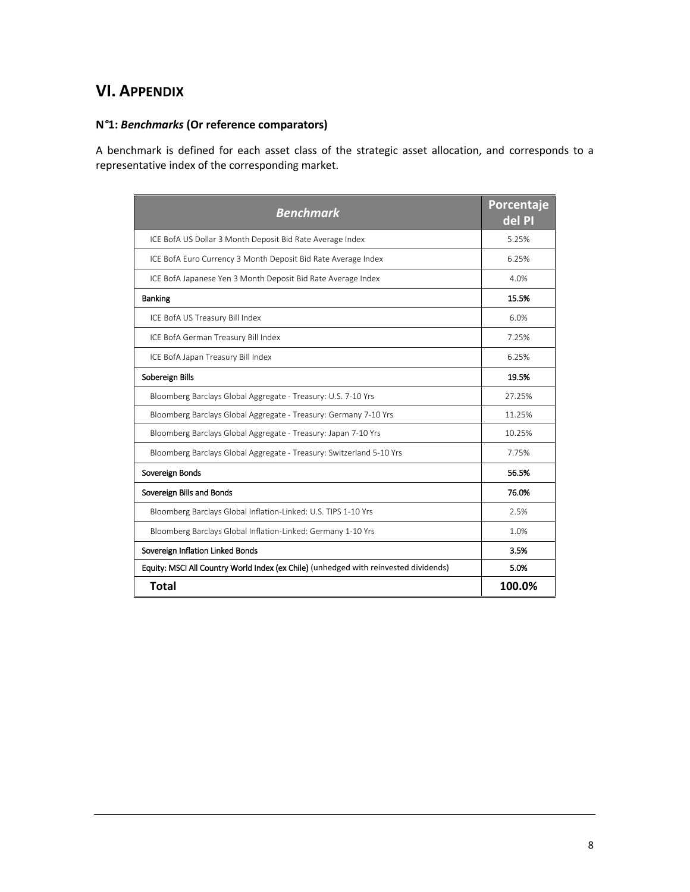# VI. APPENDIX

### N°1: *Benchmarks* (Or reference comparators)

A benchmark is defined for each asset class of the strategic asset allocation, and corresponds to a representative index of the corresponding market.

| *Benchmark* | Porcentaje del PI |
|---|---|
| ICE BofA US Dollar 3 Month Deposit Bid Rate Average Index | 5.25% |
| ICE BofA Euro Currency 3 Month Deposit Bid Rate Average Index | 6.25% |
| ICE BofA Japanese Yen 3 Month Deposit Bid Rate Average Index | 4.0% |
| **Banking** | **15.5%** |
| ICE BofA US Treasury Bill Index | 6.0% |
| ICE BofA German Treasury Bill Index | 7.25% |
| ICE BofA Japan Treasury Bill Index | 6.25% |
| **Sobereign Bills** | **19.5%** |
| Bloomberg Barclays Global Aggregate - Treasury: U.S. 7-10 Yrs | 27.25% |
| Bloomberg Barclays Global Aggregate - Treasury: Germany 7-10 Yrs | 11.25% |
| Bloomberg Barclays Global Aggregate - Treasury: Japan 7-10 Yrs | 10.25% |
| Bloomberg Barclays Global Aggregate - Treasury: Switzerland 5-10 Yrs | 7.75% |
| **Sovereign Bonds** | **56.5%** |
| **Sovereign Bills and Bonds** | **76.0%** |
| Bloomberg Barclays Global Inflation-Linked: U.S. TIPS 1-10 Yrs | 2.5% |
| Bloomberg Barclays Global Inflation-Linked: Germany 1-10 Yrs | 1.0% |
| **Sovereign Inflation Linked Bonds** | **3.5%** |
| **Equity: MSCI All Country World Index (ex Chile)** (unhedged with reinvested dividends) | **5.0%** |
| **Total** | **100.0%** |